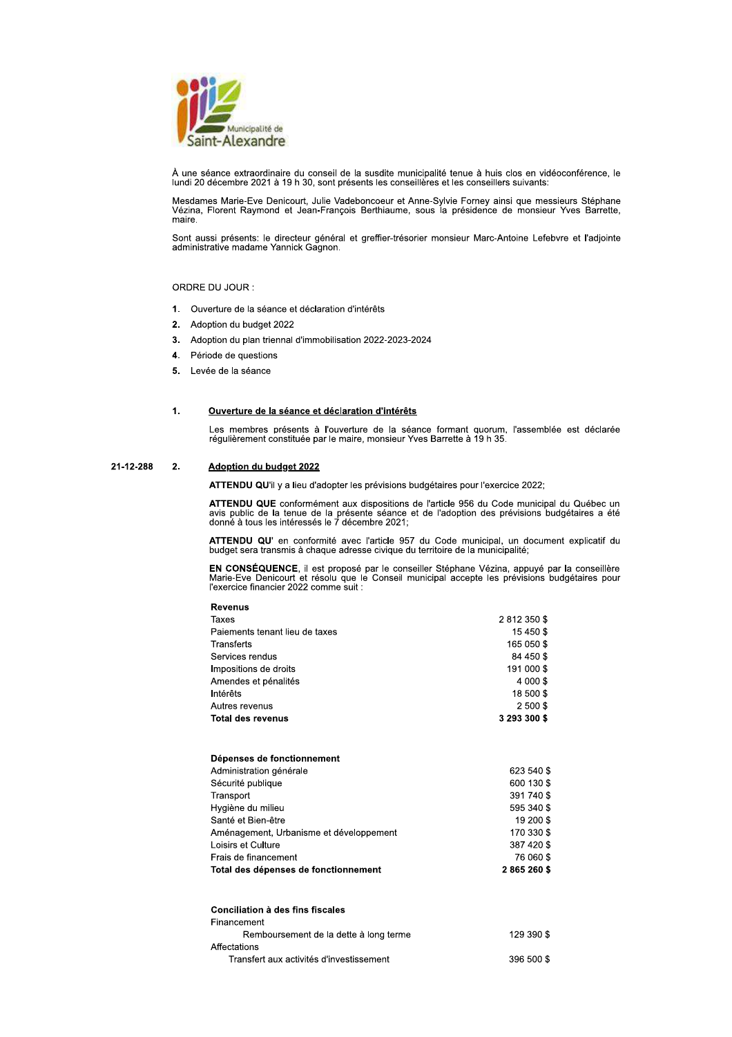Municipalité de Saint-Alexandre

À une séance extraordinaire du conseil de la susdite municipalité tenue à huis clos en vidéoconférence, le lundi 20 décembre 2021 à 19 h 30, sont présents les conseillères et les conseillers suivants:

Mesdames Marie-Eve Denicourt, Julie Vadeboncoeur et Anne-Sylvie Forney ainsi que messieurs Stéphane Vézina, Florent Raymond et Jean-François Berthiaume, sous la présidence de monsieur Yves Barrette, maire.

Sont aussi présents: le directeur général et greffier-trésorier monsieur Marc-Antoine Lefebvre et l'adjointe administrative madame Yannick Gagnon.

ORDRE DU JOUR :

1. Ouverture de la séance et déclaration d'intérêts
2. Adoption du budget 2022
3. Adoption du plan triennal d'immobilisation 2022-2023-2024
4. Période de questions
5. Levée de la séance

## 1. Ouverture de la séance et déclaration d'intérêts

Les membres présents à l'ouverture de la séance formant quorum, l'assemblée est déclarée régulièrement constituée par le maire, monsieur Yves Barrette à 19 h 35.

21-12-288

## 2. Adoption du budget 2022

**ATTENDU QU'**il y a lieu d'adopter les prévisions budgétaires pour l'exercice 2022;

**ATTENDU QUE** conformément aux dispositions de l'article 956 du Code municipal du Québec un avis public de la tenue de la présente séance et de l'adoption des prévisions budgétaires a été donné à tous les intéressés le 7 décembre 2021;

**ATTENDU QU'** en conformité avec l'article 957 du Code municipal, un document explicatif du budget sera transmis à chaque adresse civique du territoire de la municipalité;

**EN CONSÉQUENCE**, il est proposé par le conseiller Stéphane Vézina, appuyé par la conseillère Marie-Eve Denicourt et résolu que le Conseil municipal accepte les prévisions budgétaires pour l'exercice financier 2022 comme suit :

| **Revenus** | |
|---|---|
| Taxes | 2 812 350 $ |
| Paiements tenant lieu de taxes | 15 450 $ |
| Transferts | 165 050 $ |
| Services rendus | 84 450 $ |
| Impositions de droits | 191 000 $ |
| Amendes et pénalités | 4 000 $ |
| Intérêts | 18 500 $ |
| Autres revenus | 2 500 $ |
| **Total des revenus** | **3 293 300 $** |

| **Dépenses de fonctionnement** | |
|---|---|
| Administration générale | 623 540 $ |
| Sécurité publique | 600 130 $ |
| Transport | 391 740 $ |
| Hygiène du milieu | 595 340 $ |
| Santé et Bien-être | 19 200 $ |
| Aménagement, Urbanisme et développement | 170 330 $ |
| Loisirs et Culture | 387 420 $ |
| Frais de financement | 76 060 $ |
| **Total des dépenses de fonctionnement** | **2 865 260 $** |

| **Conciliation à des fins fiscales** | |
|---|---|
| Financement | |
| Remboursement de la dette à long terme | 129 390 $ |
| Affectations | |
| Transfert aux activités d'investissement | 396 500 $ |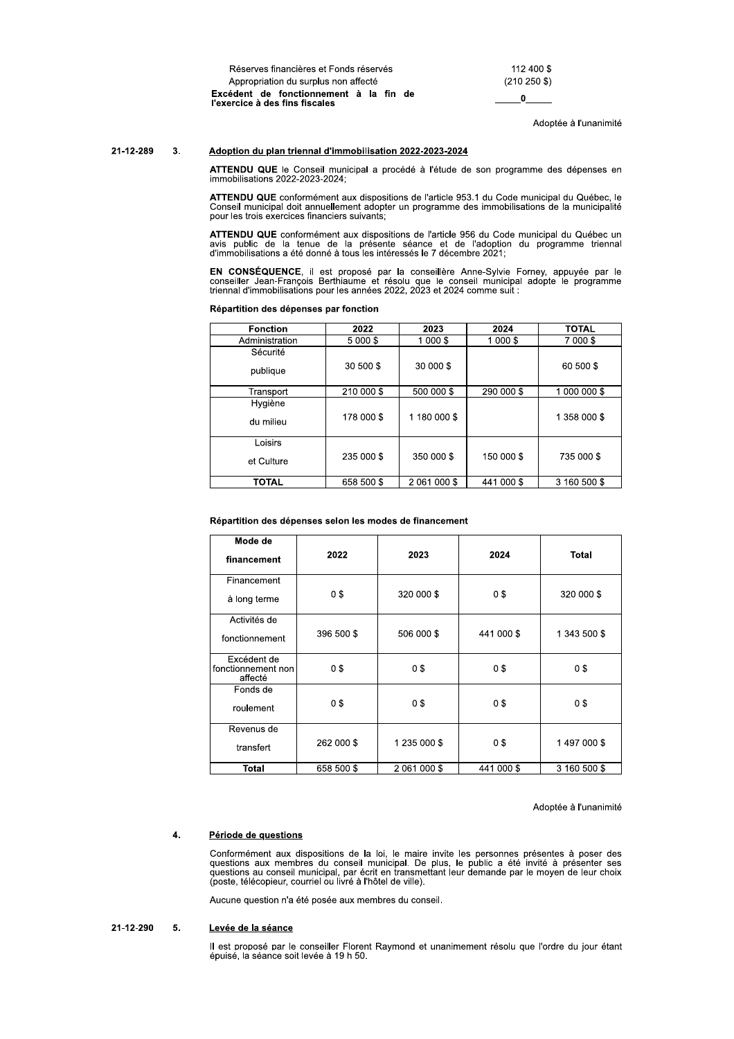| | |
|---|---|
| Réserves financières et Fonds réservés | 112 400 $ |
| Appropriation du surplus non affecté | (210 250 $) |
| **Excédent de fonctionnement à la fin de l'exercice à des fins fiscales** | **0** |

Adoptée à l'unanimité

**21-12-289** **3.** **Adoption du plan triennal d'immobilisation 2022-2023-2024**

**ATTENDU QUE** le Conseil municipal a procédé à l'étude de son programme des dépenses en immobilisations 2022-2023-2024;

**ATTENDU QUE** conformément aux dispositions de l'article 953.1 du Code municipal du Québec, le Conseil municipal doit annuellement adopter un programme des immobilisations de la municipalité pour les trois exercices financiers suivants;

**ATTENDU QUE** conformément aux dispositions de l'article 956 du Code municipal du Québec un avis public de la tenue de la présente séance et de l'adoption du programme triennal d'immobilisations a été donné à tous les intéressés le 7 décembre 2021;

**EN CONSÉQUENCE**, il est proposé par la conseillère Anne-Sylvie Forney, appuyée par le conseiller Jean-François Berthiaume et résolu que le conseil municipal adopte le programme triennal d'immobilisations pour les années 2022, 2023 et 2024 comme suit :

**Répartition des dépenses par fonction**

| Fonction | 2022 | 2023 | 2024 | TOTAL |
|---|---|---|---|---|
| Administration | 5 000 $ | 1 000 $ | 1 000 $ | 7 000 $ |
| Sécurité publique | 30 500 $ | 30 000 $ | | 60 500 $ |
| Transport | 210 000 $ | 500 000 $ | 290 000 $ | 1 000 000 $ |
| Hygiène du milieu | 178 000 $ | 1 180 000 $ | | 1 358 000 $ |
| Loisirs et Culture | 235 000 $ | 350 000 $ | 150 000 $ | 735 000 $ |
| **TOTAL** | 658 500 $ | 2 061 000 $ | 441 000 $ | 3 160 500 $ |

**Répartition des dépenses selon les modes de financement**

| Mode de financement | 2022 | 2023 | 2024 | Total |
|---|---|---|---|---|
| Financement à long terme | 0 $ | 320 000 $ | 0 $ | 320 000 $ |
| Activités de fonctionnement | 396 500 $ | 506 000 $ | 441 000 $ | 1 343 500 $ |
| Excédent de fonctionnement non affecté | 0 $ | 0 $ | 0 $ | 0 $ |
| Fonds de roulement | 0 $ | 0 $ | 0 $ | 0 $ |
| Revenus de transfert | 262 000 $ | 1 235 000 $ | 0 $ | 1 497 000 $ |
| **Total** | 658 500 $ | 2 061 000 $ | 441 000 $ | 3 160 500 $ |

Adoptée à l'unanimité

**4.** **Période de questions**

Conformément aux dispositions de la loi, le maire invite les personnes présentes à poser des questions aux membres du conseil municipal. De plus, le public a été invité à présenter ses questions au conseil municipal, par écrit en transmettant leur demande par le moyen de leur choix (poste, télécopieur, courriel ou livré à l'hôtel de ville).

Aucune question n'a été posée aux membres du conseil.

**21-12-290** **5.** **Levée de la séance**

Il est proposé par le conseiller Florent Raymond et unanimement résolu que l'ordre du jour étant épuisé, la séance soit levée à 19 h 50.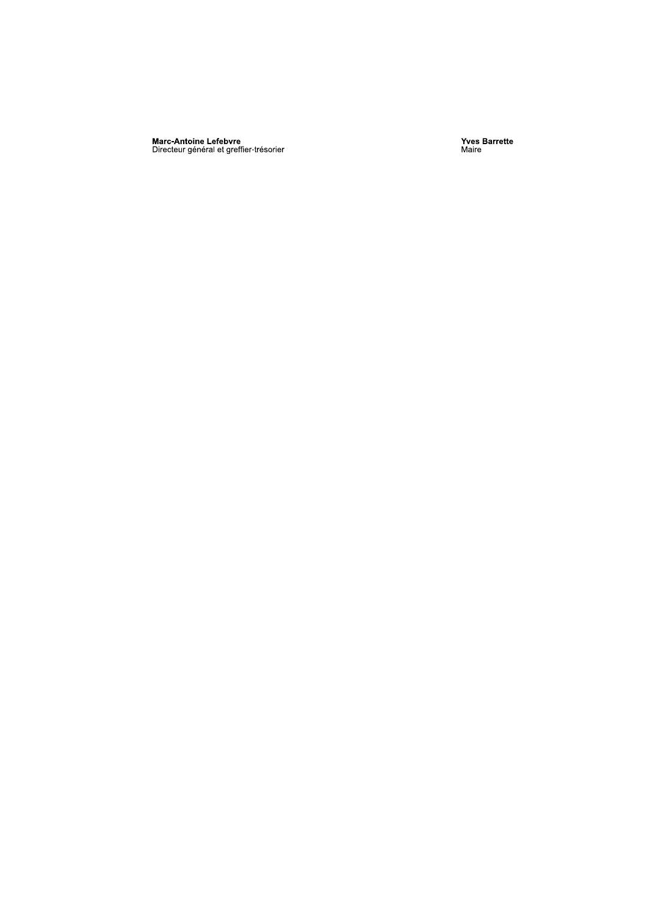**Marc-Antoine Lefebvre**
Directeur général et greffier-trésorier

**Yves Barrette**
Maire